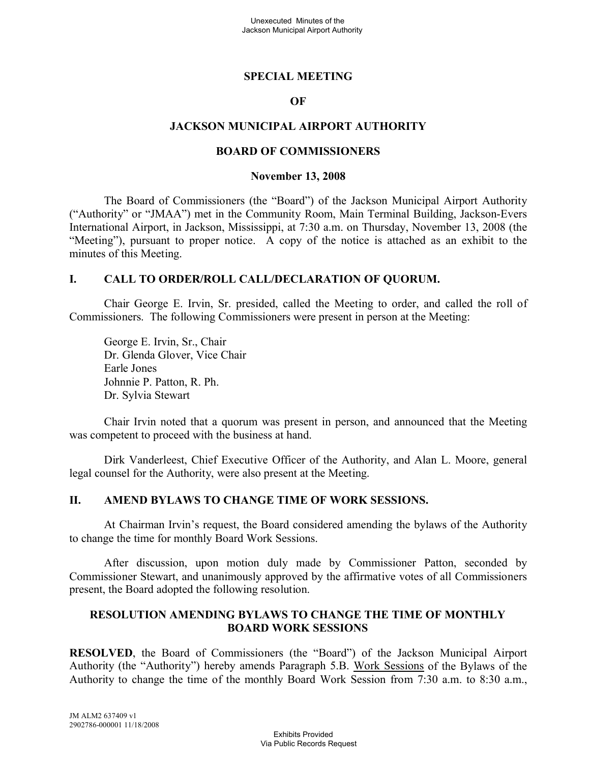# SPECIAL MEETING

# OF

# JACKSON MUNICIPAL AIRPORT AUTHORITY

# BOARD OF COMMISSIONERS

**November 13, 2008**

The Board of Commissioners (the "Board") of the Jackson Municipal Airport Authority ("Authority" or "JMAA") met in the Community Room, Main Terminal Building, Jackson-Evers International Airport, in Jackson, Mississippi, at 7:30 a.m. on Thursday, November 13, 2008 (the "Meeting"), pursuant to proper notice. A copy of the notice is attached as an exhibit to the minutes of this Meeting.

## I. CALL TO ORDER/ROLL CALL/DECLARATION OF QUORUM.

Chair George E. Irvin, Sr. presided, called the Meeting to order, and called the roll of Commissioners. The following Commissioners were present in person at the Meeting:

George E. Irvin, Sr., Chair
Dr. Glenda Glover, Vice Chair
Earle Jones
Johnnie P. Patton, R. Ph.
Dr. Sylvia Stewart

Chair Irvin noted that a quorum was present in person, and announced that the Meeting was competent to proceed with the business at hand.

Dirk Vanderleest, Chief Executive Officer of the Authority, and Alan L. Moore, general legal counsel for the Authority, were also present at the Meeting.

## II. AMEND BYLAWS TO CHANGE TIME OF WORK SESSIONS.

At Chairman Irvin's request, the Board considered amending the bylaws of the Authority to change the time for monthly Board Work Sessions.

After discussion, upon motion duly made by Commissioner Patton, seconded by Commissioner Stewart, and unanimously approved by the affirmative votes of all Commissioners present, the Board adopted the following resolution.

### RESOLUTION AMENDING BYLAWS TO CHANGE THE TIME OF MONTHLY BOARD WORK SESSIONS

**RESOLVED**, the Board of Commissioners (the "Board") of the Jackson Municipal Airport Authority (the "Authority") hereby amends Paragraph 5.B. Work Sessions of the Bylaws of the Authority to change the time of the monthly Board Work Session from 7:30 a.m. to 8:30 a.m.,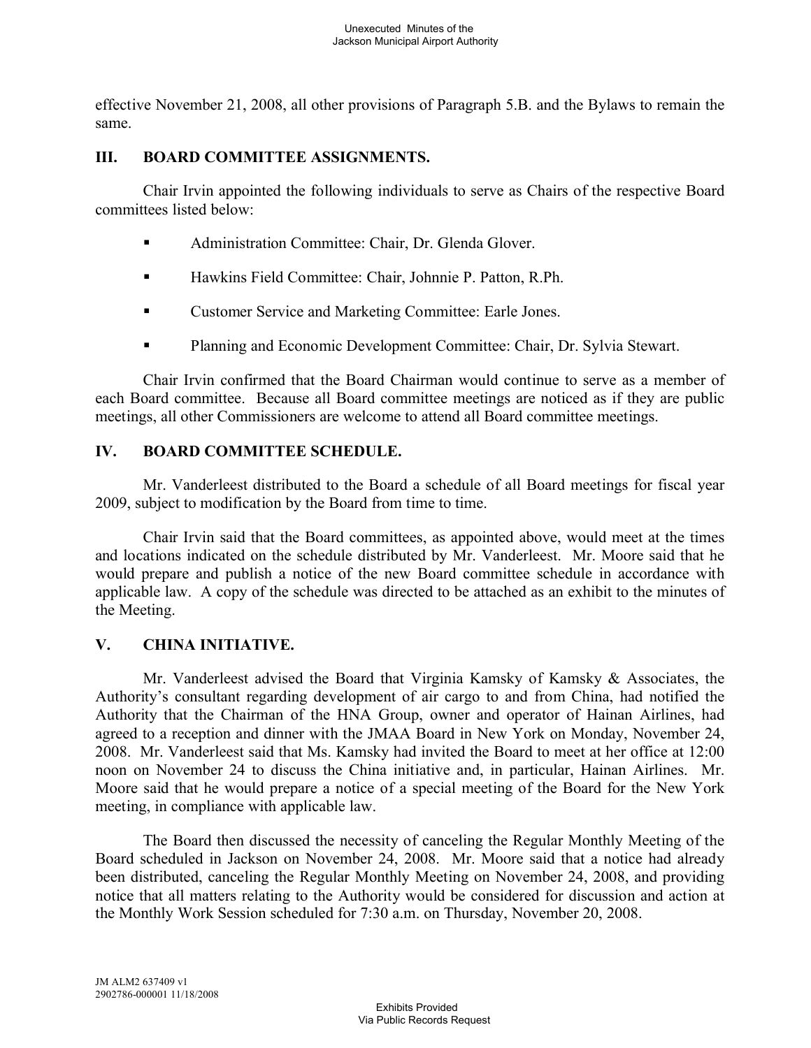effective November 21, 2008, all other provisions of Paragraph 5.B. and the Bylaws to remain the same.

## III. BOARD COMMITTEE ASSIGNMENTS.

Chair Irvin appointed the following individuals to serve as Chairs of the respective Board committees listed below:

- Administration Committee: Chair, Dr. Glenda Glover.
- Hawkins Field Committee: Chair, Johnnie P. Patton, R.Ph.
- Customer Service and Marketing Committee: Earle Jones.
- Planning and Economic Development Committee: Chair, Dr. Sylvia Stewart.

Chair Irvin confirmed that the Board Chairman would continue to serve as a member of each Board committee. Because all Board committee meetings are noticed as if they are public meetings, all other Commissioners are welcome to attend all Board committee meetings.

## IV. BOARD COMMITTEE SCHEDULE.

Mr. Vanderleest distributed to the Board a schedule of all Board meetings for fiscal year 2009, subject to modification by the Board from time to time.

Chair Irvin said that the Board committees, as appointed above, would meet at the times and locations indicated on the schedule distributed by Mr. Vanderleest. Mr. Moore said that he would prepare and publish a notice of the new Board committee schedule in accordance with applicable law. A copy of the schedule was directed to be attached as an exhibit to the minutes of the Meeting.

## V. CHINA INITIATIVE.

Mr. Vanderleest advised the Board that Virginia Kamsky of Kamsky & Associates, the Authority's consultant regarding development of air cargo to and from China, had notified the Authority that the Chairman of the HNA Group, owner and operator of Hainan Airlines, had agreed to a reception and dinner with the JMAA Board in New York on Monday, November 24, 2008. Mr. Vanderleest said that Ms. Kamsky had invited the Board to meet at her office at 12:00 noon on November 24 to discuss the China initiative and, in particular, Hainan Airlines. Mr. Moore said that he would prepare a notice of a special meeting of the Board for the New York meeting, in compliance with applicable law.

The Board then discussed the necessity of canceling the Regular Monthly Meeting of the Board scheduled in Jackson on November 24, 2008. Mr. Moore said that a notice had already been distributed, canceling the Regular Monthly Meeting on November 24, 2008, and providing notice that all matters relating to the Authority would be considered for discussion and action at the Monthly Work Session scheduled for 7:30 a.m. on Thursday, November 20, 2008.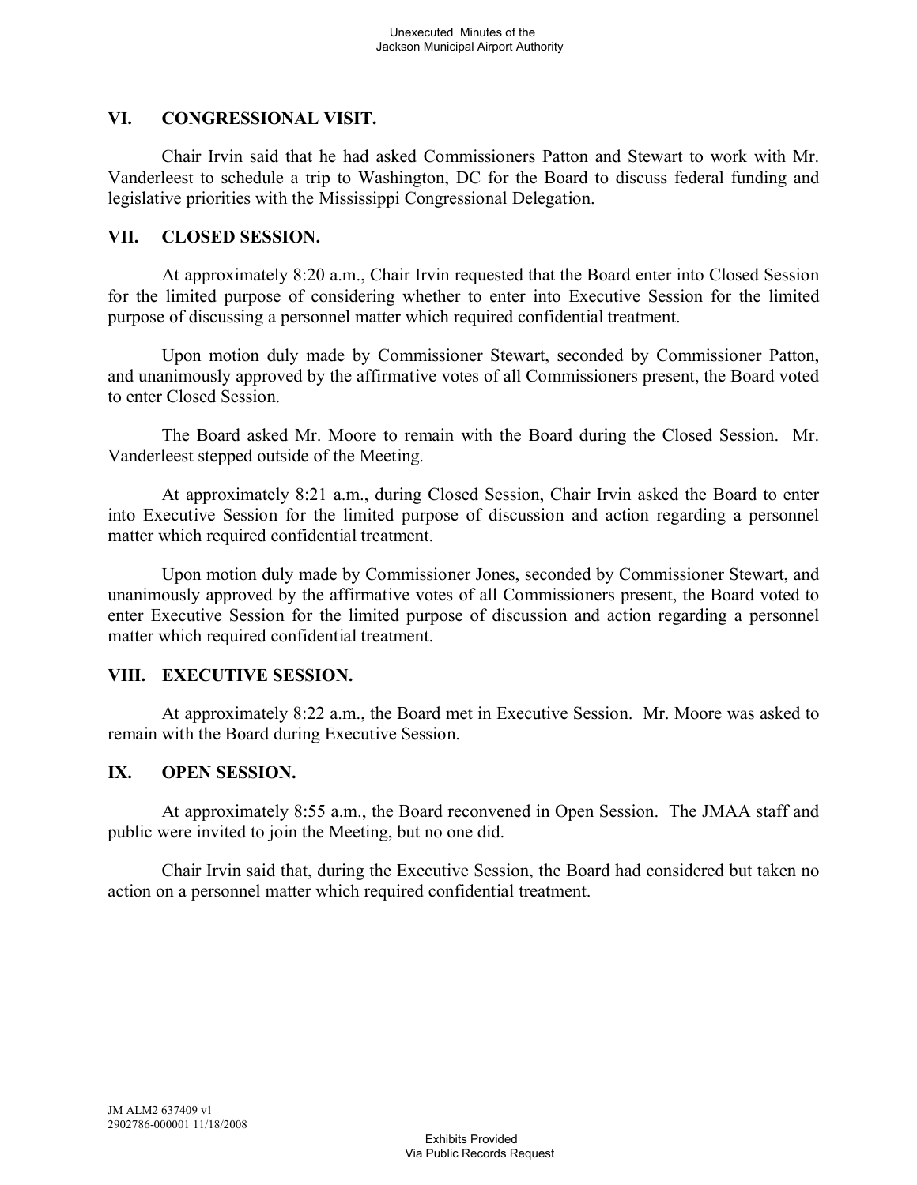## VI. CONGRESSIONAL VISIT.

Chair Irvin said that he had asked Commissioners Patton and Stewart to work with Mr. Vanderleest to schedule a trip to Washington, DC for the Board to discuss federal funding and legislative priorities with the Mississippi Congressional Delegation.

## VII. CLOSED SESSION.

At approximately 8:20 a.m., Chair Irvin requested that the Board enter into Closed Session for the limited purpose of considering whether to enter into Executive Session for the limited purpose of discussing a personnel matter which required confidential treatment.

Upon motion duly made by Commissioner Stewart, seconded by Commissioner Patton, and unanimously approved by the affirmative votes of all Commissioners present, the Board voted to enter Closed Session.

The Board asked Mr. Moore to remain with the Board during the Closed Session. Mr. Vanderleest stepped outside of the Meeting.

At approximately 8:21 a.m., during Closed Session, Chair Irvin asked the Board to enter into Executive Session for the limited purpose of discussion and action regarding a personnel matter which required confidential treatment.

Upon motion duly made by Commissioner Jones, seconded by Commissioner Stewart, and unanimously approved by the affirmative votes of all Commissioners present, the Board voted to enter Executive Session for the limited purpose of discussion and action regarding a personnel matter which required confidential treatment.

## VIII. EXECUTIVE SESSION.

At approximately 8:22 a.m., the Board met in Executive Session. Mr. Moore was asked to remain with the Board during Executive Session.

## IX. OPEN SESSION.

At approximately 8:55 a.m., the Board reconvened in Open Session. The JMAA staff and public were invited to join the Meeting, but no one did.

Chair Irvin said that, during the Executive Session, the Board had considered but taken no action on a personnel matter which required confidential treatment.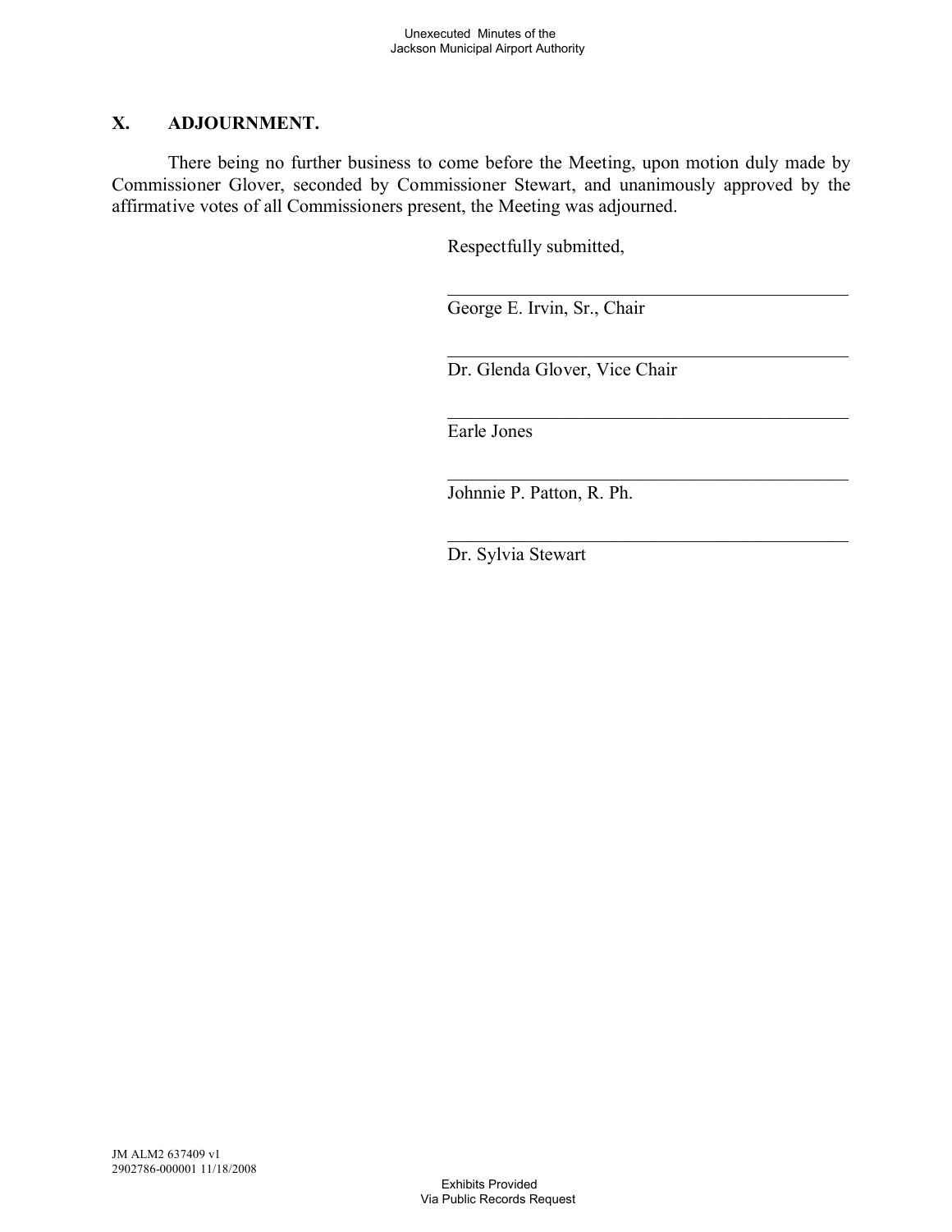## X. ADJOURNMENT.

There being no further business to come before the Meeting, upon motion duly made by Commissioner Glover, seconded by Commissioner Stewart, and unanimously approved by the affirmative votes of all Commissioners present, the Meeting was adjourned.

Respectfully submitted,

\_\_\_\_\_\_\_\_\_\_\_\_\_\_\_\_\_\_\_\_\_\_\_\_\_\_\_\_\_\_\_\_\_\_\_\_\_\_\_\_
George E. Irvin, Sr., Chair

\_\_\_\_\_\_\_\_\_\_\_\_\_\_\_\_\_\_\_\_\_\_\_\_\_\_\_\_\_\_\_\_\_\_\_\_\_\_\_\_
Dr. Glenda Glover, Vice Chair

\_\_\_\_\_\_\_\_\_\_\_\_\_\_\_\_\_\_\_\_\_\_\_\_\_\_\_\_\_\_\_\_\_\_\_\_\_\_\_\_
Earle Jones

\_\_\_\_\_\_\_\_\_\_\_\_\_\_\_\_\_\_\_\_\_\_\_\_\_\_\_\_\_\_\_\_\_\_\_\_\_\_\_\_
Johnnie P. Patton, R. Ph.

\_\_\_\_\_\_\_\_\_\_\_\_\_\_\_\_\_\_\_\_\_\_\_\_\_\_\_\_\_\_\_\_\_\_\_\_\_\_\_\_
Dr. Sylvia Stewart

JM ALM2 637409 v1
2902786-000001 11/18/2008